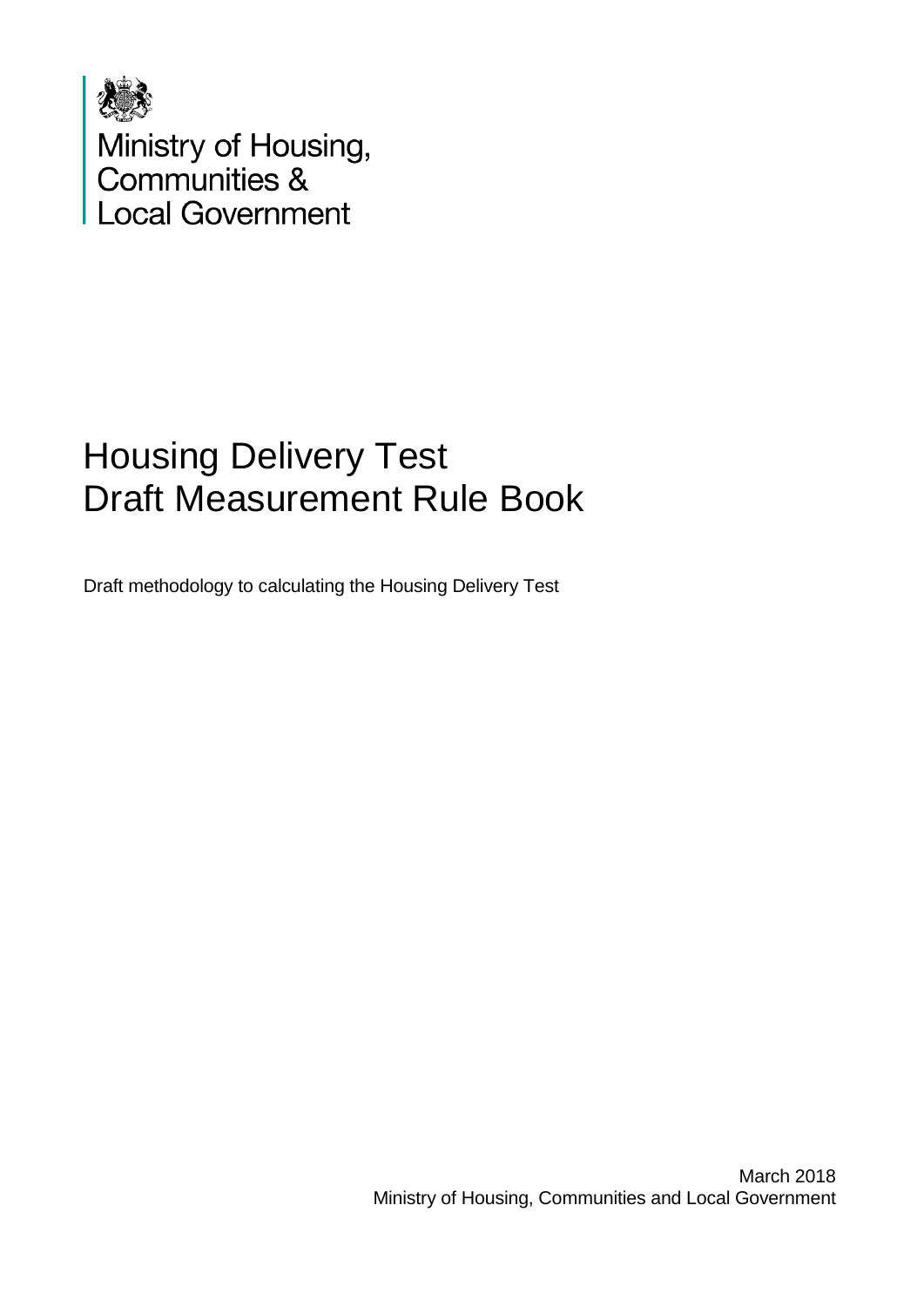Ministry of Housing, Communities & Local Government

# Housing Delivery Test Draft Measurement Rule Book

Draft methodology to calculating the Housing Delivery Test

March 2018
Ministry of Housing, Communities and Local Government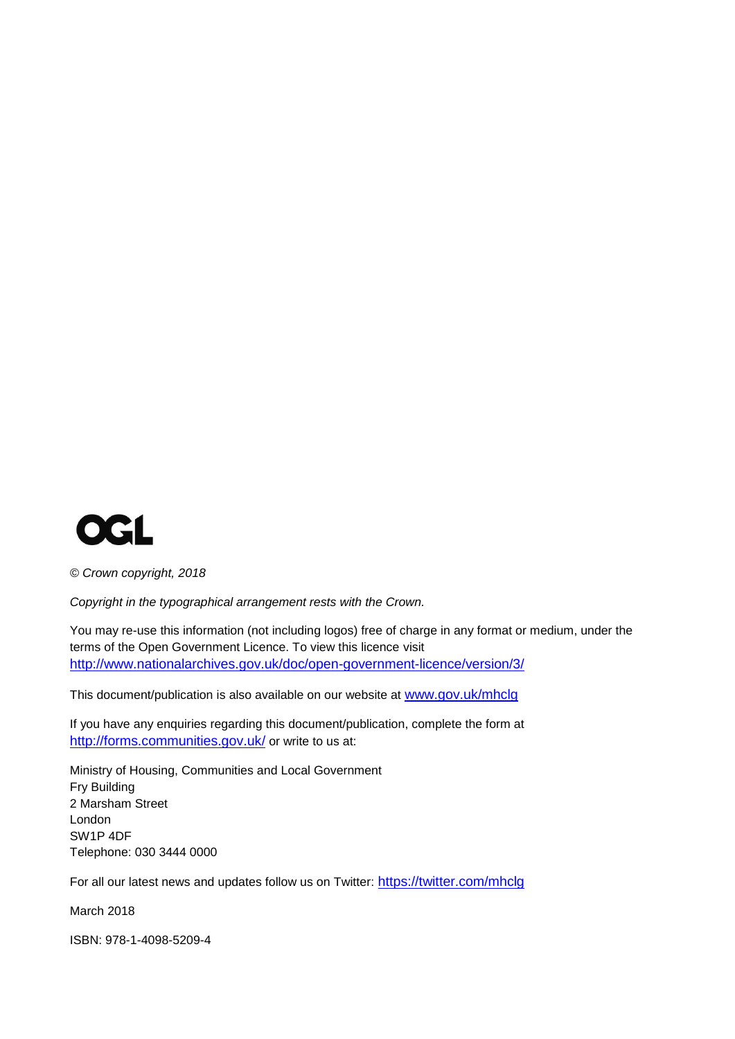OGL

*© Crown copyright, 2018*

*Copyright in the typographical arrangement rests with the Crown.*

You may re-use this information (not including logos) free of charge in any format or medium, under the terms of the Open Government Licence. To view this licence visit http://www.nationalarchives.gov.uk/doc/open-government-licence/version/3/

This document/publication is also available on our website at www.gov.uk/mhclg

If you have any enquiries regarding this document/publication, complete the form at http://forms.communities.gov.uk/ or write to us at:

Ministry of Housing, Communities and Local Government
Fry Building
2 Marsham Street
London
SW1P 4DF
Telephone: 030 3444 0000

For all our latest news and updates follow us on Twitter: https://twitter.com/mhclg

March 2018

ISBN: 978-1-4098-5209-4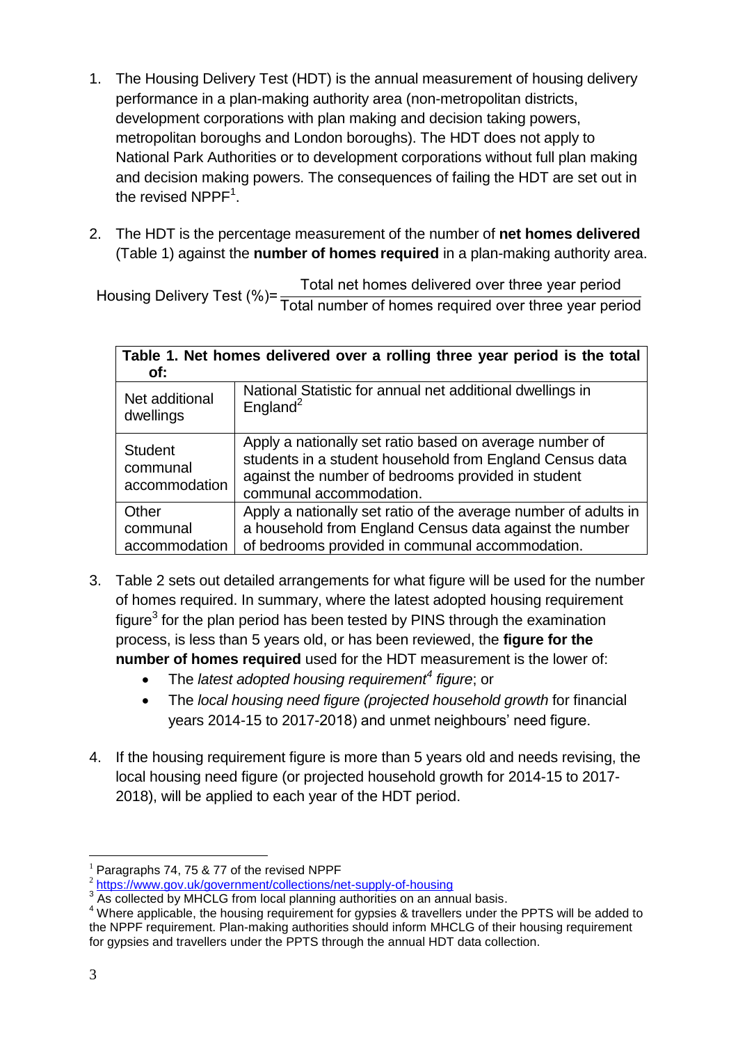1. The Housing Delivery Test (HDT) is the annual measurement of housing delivery performance in a plan-making authority area (non-metropolitan districts, development corporations with plan making and decision taking powers, metropolitan boroughs and London boroughs). The HDT does not apply to National Park Authorities or to development corporations without full plan making and decision making powers. The consequences of failing the HDT are set out in the revised NPPF[1].

2. The HDT is the percentage measurement of the number of **net homes delivered** (Table 1) against the **number of homes required** in a plan-making authority area.

$$\text{Housing Delivery Test (\%)} = \frac{\text{Total net homes delivered over three year period}}{\text{Total number of homes required over three year period}}$$

| **Table 1. Net homes delivered over a rolling three year period is the total of:** | |
|---|---|
| Net additional dwellings | National Statistic for annual net additional dwellings in England[2] |
| Student communal accommodation | Apply a nationally set ratio based on average number of students in a student household from England Census data against the number of bedrooms provided in student communal accommodation. |
| Other communal accommodation | Apply a nationally set ratio of the average number of adults in a household from England Census data against the number of bedrooms provided in communal accommodation. |

3. Table 2 sets out detailed arrangements for what figure will be used for the number of homes required. In summary, where the latest adopted housing requirement figure[3] for the plan period has been tested by PINS through the examination process, is less than 5 years old, or has been reviewed, the **figure for the number of homes required** used for the HDT measurement is the lower of:
   - The *latest adopted housing requirement*[4] *figure*; or
   - The *local housing need figure (projected household growth* for financial years 2014-15 to 2017-2018) and unmet neighbours' need figure.

4. If the housing requirement figure is more than 5 years old and needs revising, the local housing need figure (or projected household growth for 2014-15 to 2017-2018), will be applied to each year of the HDT period.

---

[1] Paragraphs 74, 75 & 77 of the revised NPPF

[2] https://www.gov.uk/government/collections/net-supply-of-housing

[3] As collected by MHCLG from local planning authorities on an annual basis.

[4] Where applicable, the housing requirement for gypsies & travellers under the PPTS will be added to the NPPF requirement. Plan-making authorities should inform MHCLG of their housing requirement for gypsies and travellers under the PPTS through the annual HDT data collection.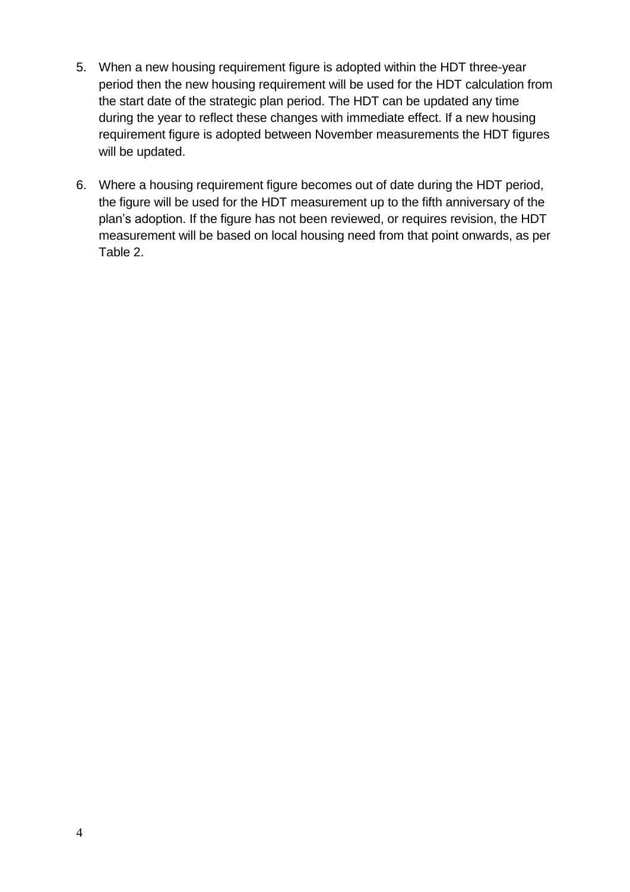5. When a new housing requirement figure is adopted within the HDT three-year period then the new housing requirement will be used for the HDT calculation from the start date of the strategic plan period. The HDT can be updated any time during the year to reflect these changes with immediate effect. If a new housing requirement figure is adopted between November measurements the HDT figures will be updated.

6. Where a housing requirement figure becomes out of date during the HDT period, the figure will be used for the HDT measurement up to the fifth anniversary of the plan's adoption. If the figure has not been reviewed, or requires revision, the HDT measurement will be based on local housing need from that point onwards, as per Table 2.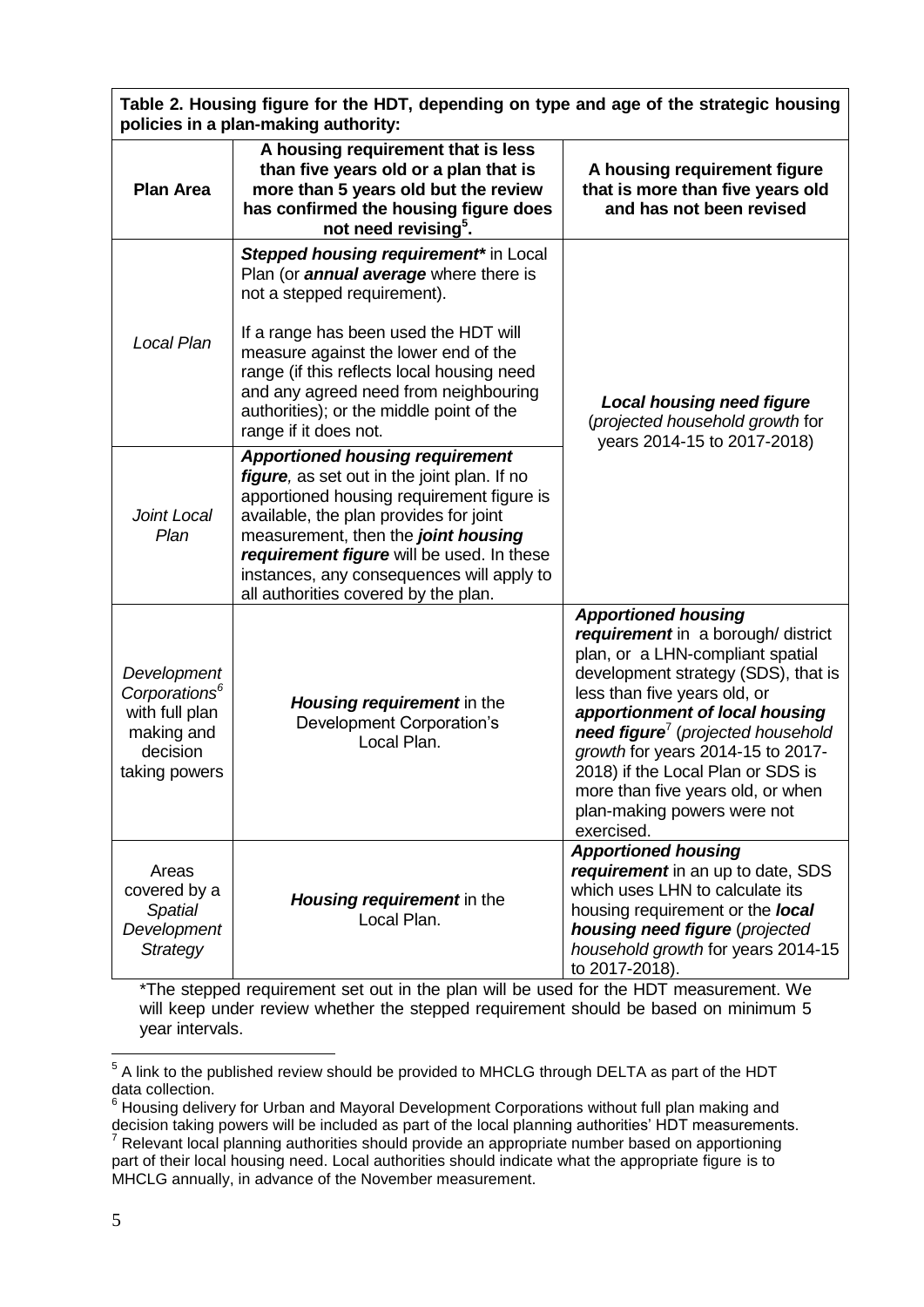**Table 2. Housing figure for the HDT, depending on type and age of the strategic housing policies in a plan-making authority:**

| Plan Area | A housing requirement that is less than five years old or a plan that is more than 5 years old but the review has confirmed the housing figure does not need revising[5]. | A housing requirement figure that is more than five years old and has not been revised |
|---|---|---|
| *Local Plan* | ***Stepped housing requirement**** in Local Plan (or ***annual average*** where there is not a stepped requirement). If a range has been used the HDT will measure against the lower end of the range (if this reflects local housing need and any agreed need from neighbouring authorities); or the middle point of the range if it does not. | ***Local housing need figure*** (*projected household growth* for years 2014-15 to 2017-2018) |
| *Joint Local Plan* | ***Apportioned housing requirement figure****,* as set out in the joint plan. If no apportioned housing requirement figure is available, the plan provides for joint measurement, then the ***joint housing requirement figure*** will be used. In these instances, any consequences will apply to all authorities covered by the plan. | |
| *Development Corporations*[6] with full plan making and decision taking powers | ***Housing requirement*** in the Development Corporation's Local Plan. | ***Apportioned housing requirement*** in a borough/ district plan, or a LHN-compliant spatial development strategy (SDS), that is less than five years old, or ***apportionment of local housing need figure***[7] (*projected household growth* for years 2014-15 to 2017-2018) if the Local Plan or SDS is more than five years old, or when plan-making powers were not exercised. |
| Areas covered by a *Spatial Development Strategy* | ***Housing requirement*** in the Local Plan. | ***Apportioned housing requirement*** in an up to date, SDS which uses LHN to calculate its housing requirement or the ***local housing need figure*** (*projected household growth* for years 2014-15 to 2017-2018). |

*The stepped requirement set out in the plan will be used for the HDT measurement. We will keep under review whether the stepped requirement should be based on minimum 5 year intervals.

[5] A link to the published review should be provided to MHCLG through DELTA as part of the HDT data collection.

[6] Housing delivery for Urban and Mayoral Development Corporations without full plan making and decision taking powers will be included as part of the local planning authorities' HDT measurements.

[7] Relevant local planning authorities should provide an appropriate number based on apportioning part of their local housing need. Local authorities should indicate what the appropriate figure is to MHCLG annually, in advance of the November measurement.